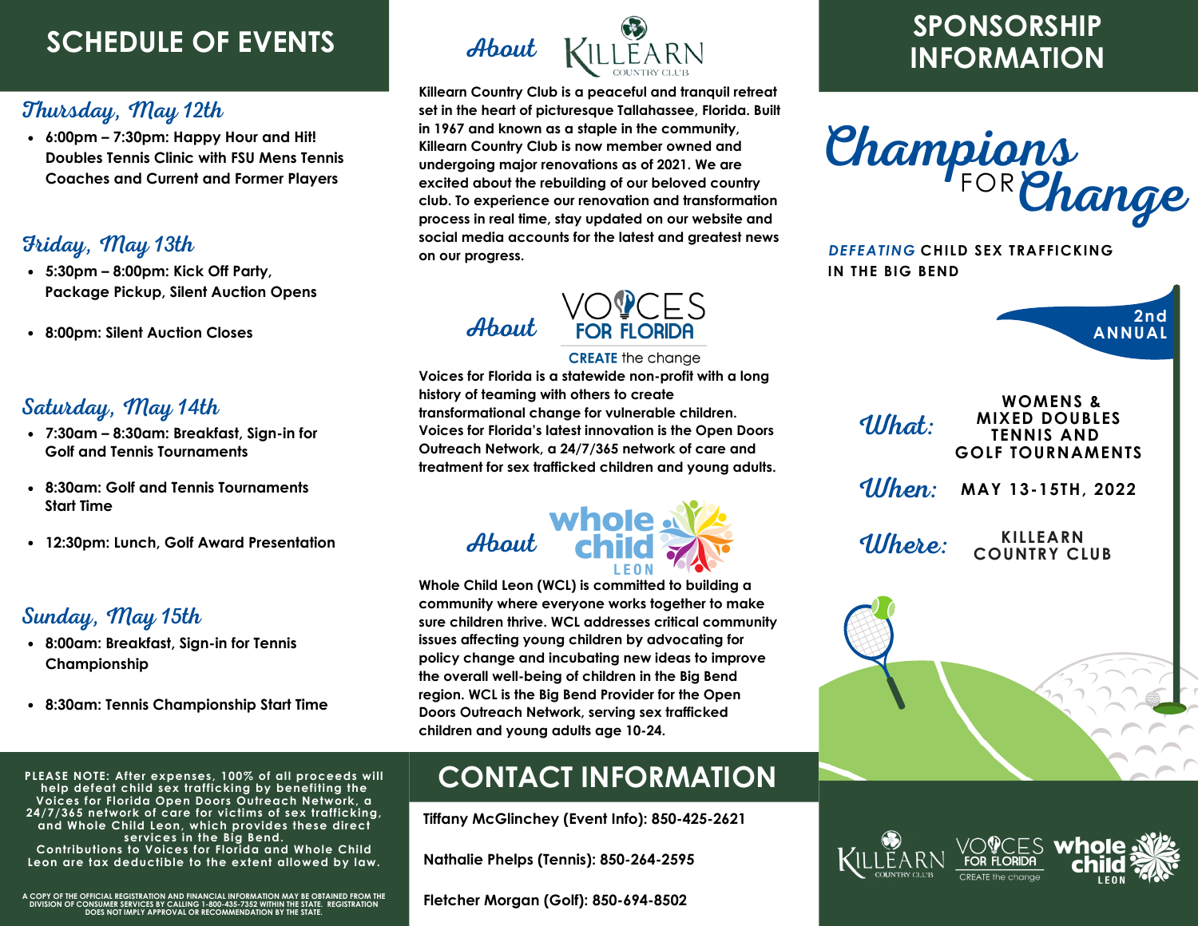# SCHEDULE OF EVENTS

## Thursday, May 12th

- 6:00pm – 7:30pm: Happy Hour and Hit! Doubles Tennis Clinic with FSU Mens Tennis Coaches and Current and Former Players

## Friday, May 13th

- 5:30pm – 8:00pm: Kick Off Party, Package Pickup, Silent Auction Opens
- 8:00pm: Silent Auction Closes

## Saturday, May 14th

- 7:30am – 8:30am: Breakfast, Sign-in for Golf and Tennis Tournaments
- 8:30am: Golf and Tennis Tournaments Start Time
- 12:30pm: Lunch, Golf Award Presentation

## Sunday, May 15th

- 8:00am: Breakfast, Sign-in for Tennis Championship
- 8:30am: Tennis Championship Start Time

**PLEASE NOTE: After expenses, 100% of all proceeds will help defeat child sex trafficking by benefiting the Voices for Florida Open Doors Outreach Network, a 24/7/365 network of care for victims of sex trafficking, and Whole Child Leon, which provides these direct services in the Big Bend. Contributions to Voices for Florida and Whole Child Leon are tax deductible to the extent allowed by law.**

A COPY OF THE OFFICIAL REGISTRATION AND FINANCIAL INFORMATION MAY BE OBTAINED FROM THE DIVISION OF CONSUMER SERVICES BY CALLING 1-800-435-7352 WITHIN THE STATE. REGISTRATION DOES NOT IMPLY APPROVAL OR RECOMMENDATION BY THE STATE.

## About Killearn Country Club

Killearn Country Club is a peaceful and tranquil retreat set in the heart of picturesque Tallahassee, Florida. Built in 1967 and known as a staple in the community, Killearn Country Club is now member owned and undergoing major renovations as of 2021. We are excited about the rebuilding of our beloved country club. To experience our renovation and transformation process in real time, stay updated on our website and social media accounts for the latest and greatest news on our progress.

## About Voices for Florida

CREATE the change

Voices for Florida is a statewide non-profit with a long history of teaming with others to create transformational change for vulnerable children. Voices for Florida's latest innovation is the Open Doors Outreach Network, a 24/7/365 network of care and treatment for sex trafficked children and young adults.

## About whole child LEON

Whole Child Leon (WCL) is committed to building a community where everyone works together to make sure children thrive. WCL addresses critical community issues affecting young children by advocating for policy change and incubating new ideas to improve the overall well-being of children in the Big Bend region. WCL is the Big Bend Provider for the Open Doors Outreach Network, serving sex trafficked children and young adults age 10-24.

# CONTACT INFORMATION

Tiffany McGlinchey (Event Info): 850-425-2621

Nathalie Phelps (Tennis): 850-264-2595

Fletcher Morgan (Golf): 850-694-8502

# SPONSORSHIP INFORMATION

# Champions FOR Change

***DEFEATING*** **CHILD SEX TRAFFICKING IN THE BIG BEND**

2nd ANNUAL

**What:** WOMENS & MIXED DOUBLES TENNIS AND GOLF TOURNAMENTS

**When:** MAY 13-15TH, 2022

**Where:** KILLEARN COUNTRY CLUB

Killearn Country Club | Voices for Florida – CREATE the change | whole child LEON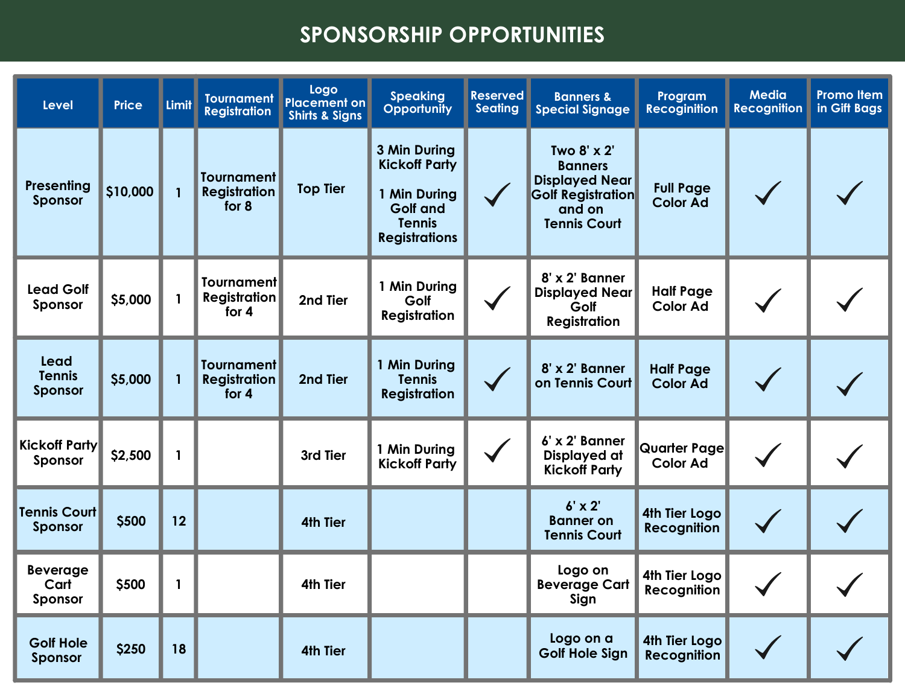# SPONSORSHIP OPPORTUNITIES

| Level | Price | Limit | Tournament Registration | Logo Placement on Shirts & Signs | Speaking Opportunity | Reserved Seating | Banners & Special Signage | Program Recoginition | Media Recognition | Promo Item in Gift Bags |
|---|---|---|---|---|---|---|---|---|---|---|
| Presenting Sponsor | $10,000 | 1 | Tournament Registration for 8 | Top Tier | 3 Min During Kickoff Party<br><br>1 Min During Golf and Tennis Registrations | ✓ | Two 8' x 2' Banners Displayed Near Golf Registration and on Tennis Court | Full Page Color Ad | ✓ | ✓ |
| Lead Golf Sponsor | $5,000 | 1 | Tournament Registration for 4 | 2nd Tier | 1 Min During Golf Registration | ✓ | 8' x 2' Banner Displayed Near Golf Registration | Half Page Color Ad | ✓ | ✓ |
| Lead Tennis Sponsor | $5,000 | 1 | Tournament Registration for 4 | 2nd Tier | 1 Min During Tennis Registration | ✓ | 8' x 2' Banner on Tennis Court | Half Page Color Ad | ✓ | ✓ |
| Kickoff Party Sponsor | $2,500 | 1 | | 3rd Tier | 1 Min During Kickoff Party | ✓ | 6' x 2' Banner Displayed at Kickoff Party | Quarter Page Color Ad | ✓ | ✓ |
| Tennis Court Sponsor | $500 | 12 | | 4th Tier | | | 6' x 2' Banner on Tennis Court | 4th Tier Logo Recognition | ✓ | ✓ |
| Beverage Cart Sponsor | $500 | 1 | | 4th Tier | | | Logo on Beverage Cart Sign | 4th Tier Logo Recognition | ✓ | ✓ |
| Golf Hole Sponsor | $250 | 18 | | 4th Tier | | | Logo on a Golf Hole Sign | 4th Tier Logo Recognition | ✓ | ✓ |